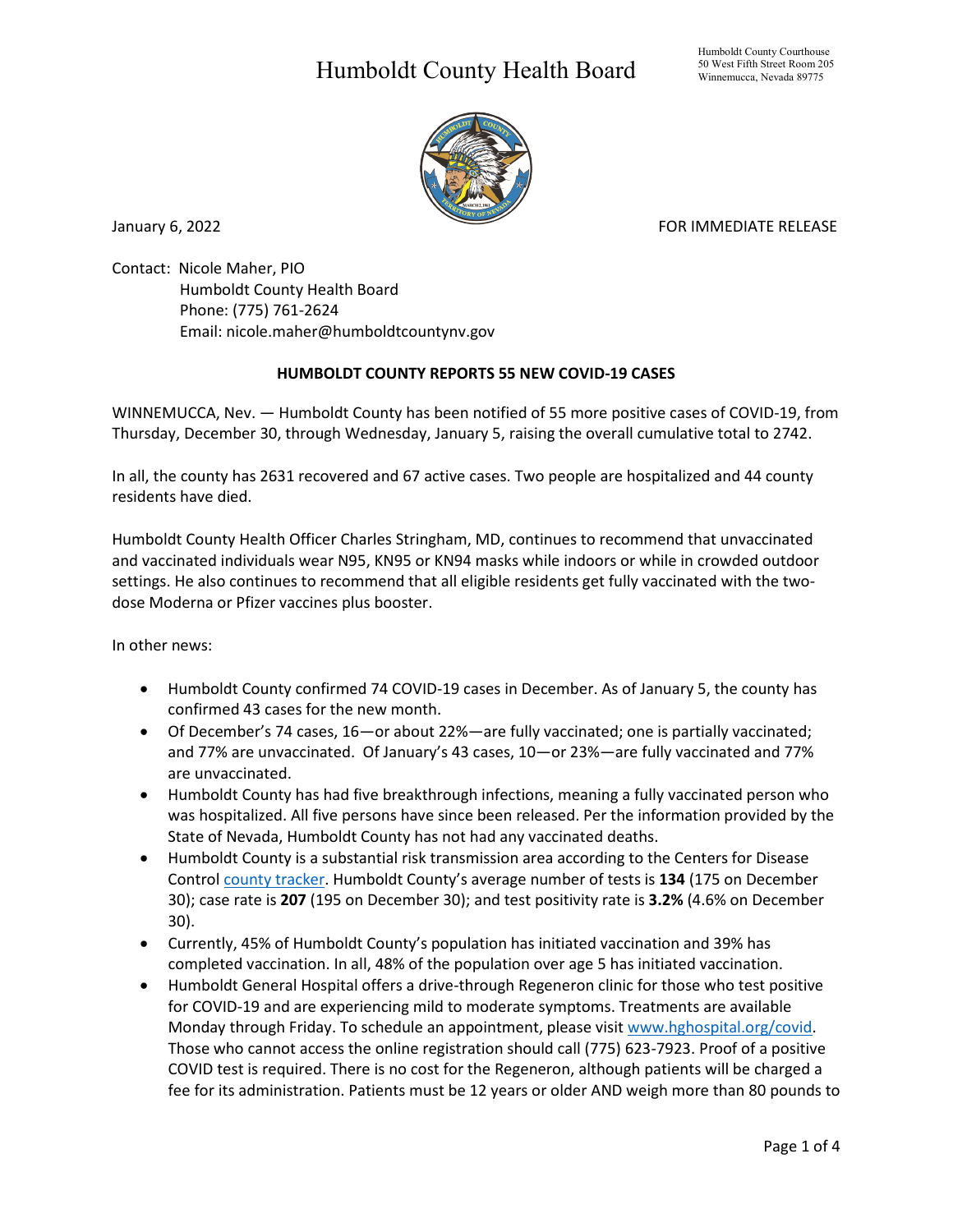# Humboldt County Health Board

Humboldt County Courthouse
50 West Fifth Street Room 205
Winnemucca, Nevada 89775

January 6, 2022 FOR IMMEDIATE RELEASE

Contact: Nicole Maher, PIO
Humboldt County Health Board
Phone: (775) 761-2624
Email: nicole.maher@humboldtcountynv.gov

## HUMBOLDT COUNTY REPORTS 55 NEW COVID-19 CASES

WINNEMUCCA, Nev. — Humboldt County has been notified of 55 more positive cases of COVID-19, from Thursday, December 30, through Wednesday, January 5, raising the overall cumulative total to 2742.

In all, the county has 2631 recovered and 67 active cases. Two people are hospitalized and 44 county residents have died.

Humboldt County Health Officer Charles Stringham, MD, continues to recommend that unvaccinated and vaccinated individuals wear N95, KN95 or KN94 masks while indoors or while in crowded outdoor settings. He also continues to recommend that all eligible residents get fully vaccinated with the two-dose Moderna or Pfizer vaccines plus booster.

In other news:

- Humboldt County confirmed 74 COVID-19 cases in December. As of January 5, the county has confirmed 43 cases for the new month.
- Of December's 74 cases, 16—or about 22%—are fully vaccinated; one is partially vaccinated; and 77% are unvaccinated. Of January's 43 cases, 10—or 23%—are fully vaccinated and 77% are unvaccinated.
- Humboldt County has had five breakthrough infections, meaning a fully vaccinated person who was hospitalized. All five persons have since been released. Per the information provided by the State of Nevada, Humboldt County has not had any vaccinated deaths.
- Humboldt County is a substantial risk transmission area according to the Centers for Disease Control county tracker. Humboldt County's average number of tests is **134** (175 on December 30); case rate is **207** (195 on December 30); and test positivity rate is **3.2%** (4.6% on December 30).
- Currently, 45% of Humboldt County's population has initiated vaccination and 39% has completed vaccination. In all, 48% of the population over age 5 has initiated vaccination.
- Humboldt General Hospital offers a drive-through Regeneron clinic for those who test positive for COVID-19 and are experiencing mild to moderate symptoms. Treatments are available Monday through Friday. To schedule an appointment, please visit www.hghospital.org/covid. Those who cannot access the online registration should call (775) 623-7923. Proof of a positive COVID test is required. There is no cost for the Regeneron, although patients will be charged a fee for its administration. Patients must be 12 years or older AND weigh more than 80 pounds to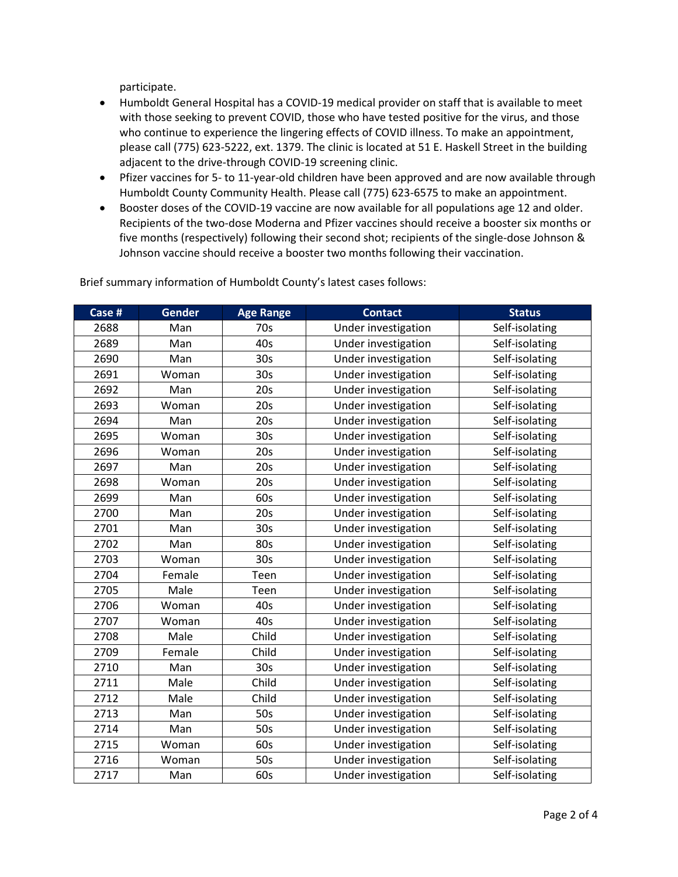participate.

- Humboldt General Hospital has a COVID-19 medical provider on staff that is available to meet with those seeking to prevent COVID, those who have tested positive for the virus, and those who continue to experience the lingering effects of COVID illness. To make an appointment, please call (775) 623-5222, ext. 1379. The clinic is located at 51 E. Haskell Street in the building adjacent to the drive-through COVID-19 screening clinic.
- Pfizer vaccines for 5- to 11-year-old children have been approved and are now available through Humboldt County Community Health. Please call (775) 623-6575 to make an appointment.
- Booster doses of the COVID-19 vaccine are now available for all populations age 12 and older. Recipients of the two-dose Moderna and Pfizer vaccines should receive a booster six months or five months (respectively) following their second shot; recipients of the single-dose Johnson & Johnson vaccine should receive a booster two months following their vaccination.

Brief summary information of Humboldt County's latest cases follows:

| Case # | Gender | Age Range | Contact | Status |
|---|---|---|---|---|
| 2688 | Man | 70s | Under investigation | Self-isolating |
| 2689 | Man | 40s | Under investigation | Self-isolating |
| 2690 | Man | 30s | Under investigation | Self-isolating |
| 2691 | Woman | 30s | Under investigation | Self-isolating |
| 2692 | Man | 20s | Under investigation | Self-isolating |
| 2693 | Woman | 20s | Under investigation | Self-isolating |
| 2694 | Man | 20s | Under investigation | Self-isolating |
| 2695 | Woman | 30s | Under investigation | Self-isolating |
| 2696 | Woman | 20s | Under investigation | Self-isolating |
| 2697 | Man | 20s | Under investigation | Self-isolating |
| 2698 | Woman | 20s | Under investigation | Self-isolating |
| 2699 | Man | 60s | Under investigation | Self-isolating |
| 2700 | Man | 20s | Under investigation | Self-isolating |
| 2701 | Man | 30s | Under investigation | Self-isolating |
| 2702 | Man | 80s | Under investigation | Self-isolating |
| 2703 | Woman | 30s | Under investigation | Self-isolating |
| 2704 | Female | Teen | Under investigation | Self-isolating |
| 2705 | Male | Teen | Under investigation | Self-isolating |
| 2706 | Woman | 40s | Under investigation | Self-isolating |
| 2707 | Woman | 40s | Under investigation | Self-isolating |
| 2708 | Male | Child | Under investigation | Self-isolating |
| 2709 | Female | Child | Under investigation | Self-isolating |
| 2710 | Man | 30s | Under investigation | Self-isolating |
| 2711 | Male | Child | Under investigation | Self-isolating |
| 2712 | Male | Child | Under investigation | Self-isolating |
| 2713 | Man | 50s | Under investigation | Self-isolating |
| 2714 | Man | 50s | Under investigation | Self-isolating |
| 2715 | Woman | 60s | Under investigation | Self-isolating |
| 2716 | Woman | 50s | Under investigation | Self-isolating |
| 2717 | Man | 60s | Under investigation | Self-isolating |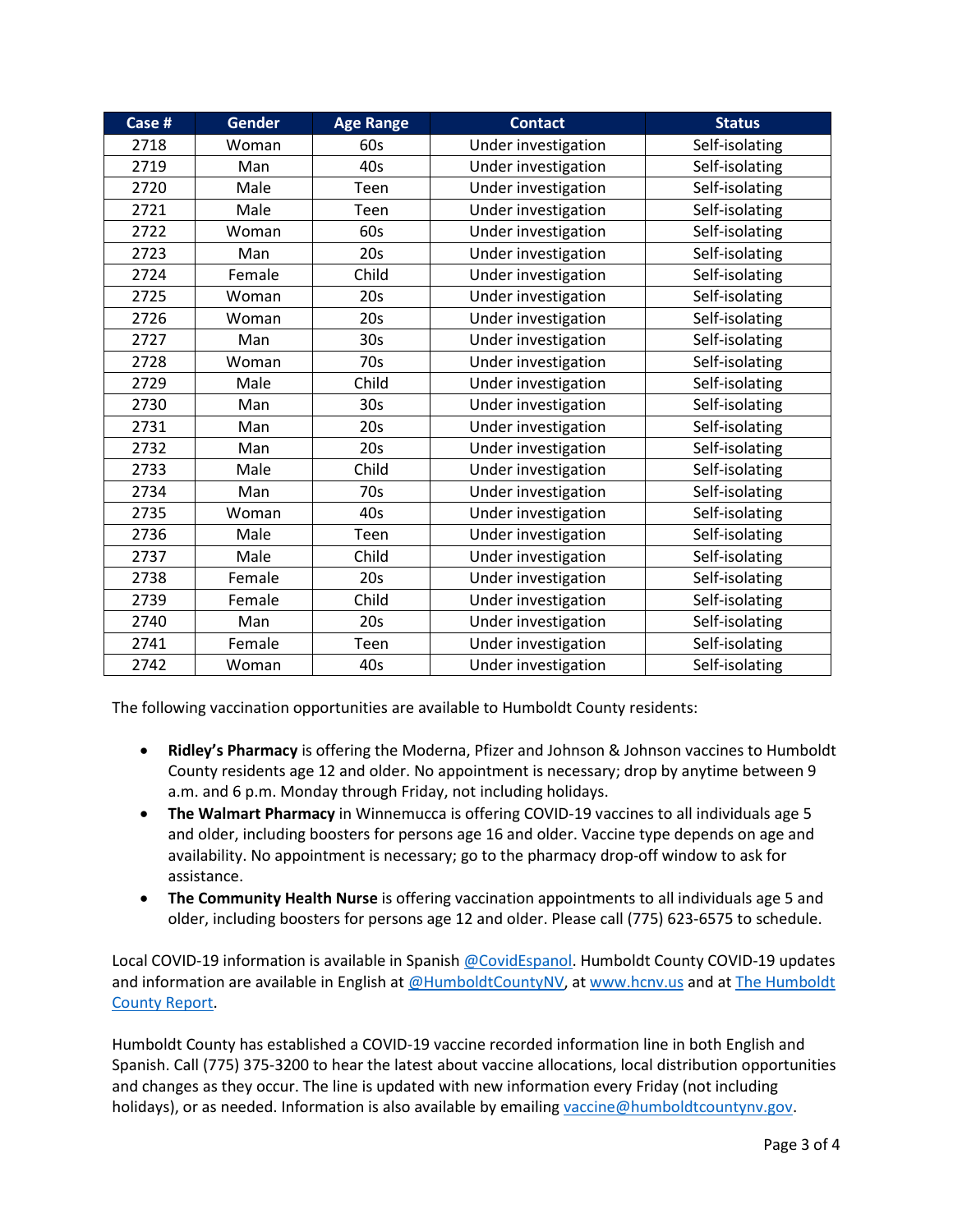| Case # | Gender | Age Range | Contact | Status |
|---|---|---|---|---|
| 2718 | Woman | 60s | Under investigation | Self-isolating |
| 2719 | Man | 40s | Under investigation | Self-isolating |
| 2720 | Male | Teen | Under investigation | Self-isolating |
| 2721 | Male | Teen | Under investigation | Self-isolating |
| 2722 | Woman | 60s | Under investigation | Self-isolating |
| 2723 | Man | 20s | Under investigation | Self-isolating |
| 2724 | Female | Child | Under investigation | Self-isolating |
| 2725 | Woman | 20s | Under investigation | Self-isolating |
| 2726 | Woman | 20s | Under investigation | Self-isolating |
| 2727 | Man | 30s | Under investigation | Self-isolating |
| 2728 | Woman | 70s | Under investigation | Self-isolating |
| 2729 | Male | Child | Under investigation | Self-isolating |
| 2730 | Man | 30s | Under investigation | Self-isolating |
| 2731 | Man | 20s | Under investigation | Self-isolating |
| 2732 | Man | 20s | Under investigation | Self-isolating |
| 2733 | Male | Child | Under investigation | Self-isolating |
| 2734 | Man | 70s | Under investigation | Self-isolating |
| 2735 | Woman | 40s | Under investigation | Self-isolating |
| 2736 | Male | Teen | Under investigation | Self-isolating |
| 2737 | Male | Child | Under investigation | Self-isolating |
| 2738 | Female | 20s | Under investigation | Self-isolating |
| 2739 | Female | Child | Under investigation | Self-isolating |
| 2740 | Man | 20s | Under investigation | Self-isolating |
| 2741 | Female | Teen | Under investigation | Self-isolating |
| 2742 | Woman | 40s | Under investigation | Self-isolating |

The following vaccination opportunities are available to Humboldt County residents:

- **Ridley's Pharmacy** is offering the Moderna, Pfizer and Johnson & Johnson vaccines to Humboldt County residents age 12 and older. No appointment is necessary; drop by anytime between 9 a.m. and 6 p.m. Monday through Friday, not including holidays.
- **The Walmart Pharmacy** in Winnemucca is offering COVID-19 vaccines to all individuals age 5 and older, including boosters for persons age 16 and older. Vaccine type depends on age and availability. No appointment is necessary; go to the pharmacy drop-off window to ask for assistance.
- **The Community Health Nurse** is offering vaccination appointments to all individuals age 5 and older, including boosters for persons age 12 and older. Please call (775) 623-6575 to schedule.

Local COVID-19 information is available in Spanish @CovidEspanol. Humboldt County COVID-19 updates and information are available in English at @HumboldtCountyNV, at www.hcnv.us and at The Humboldt County Report.

Humboldt County has established a COVID-19 vaccine recorded information line in both English and Spanish. Call (775) 375-3200 to hear the latest about vaccine allocations, local distribution opportunities and changes as they occur. The line is updated with new information every Friday (not including holidays), or as needed. Information is also available by emailing vaccine@humboldtcountynv.gov.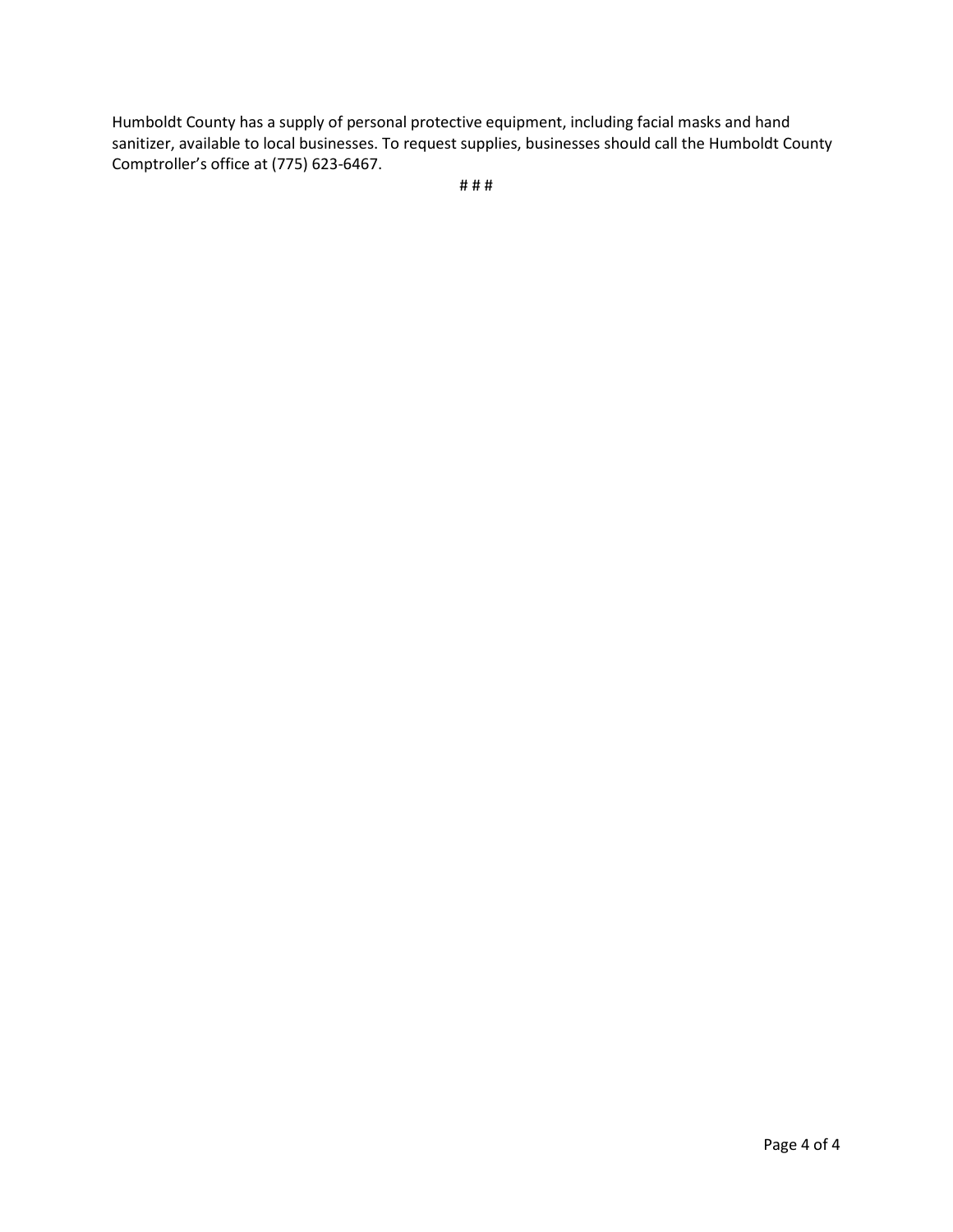Humboldt County has a supply of personal protective equipment, including facial masks and hand sanitizer, available to local businesses. To request supplies, businesses should call the Humboldt County Comptroller's office at (775) 623-6467.

# # #